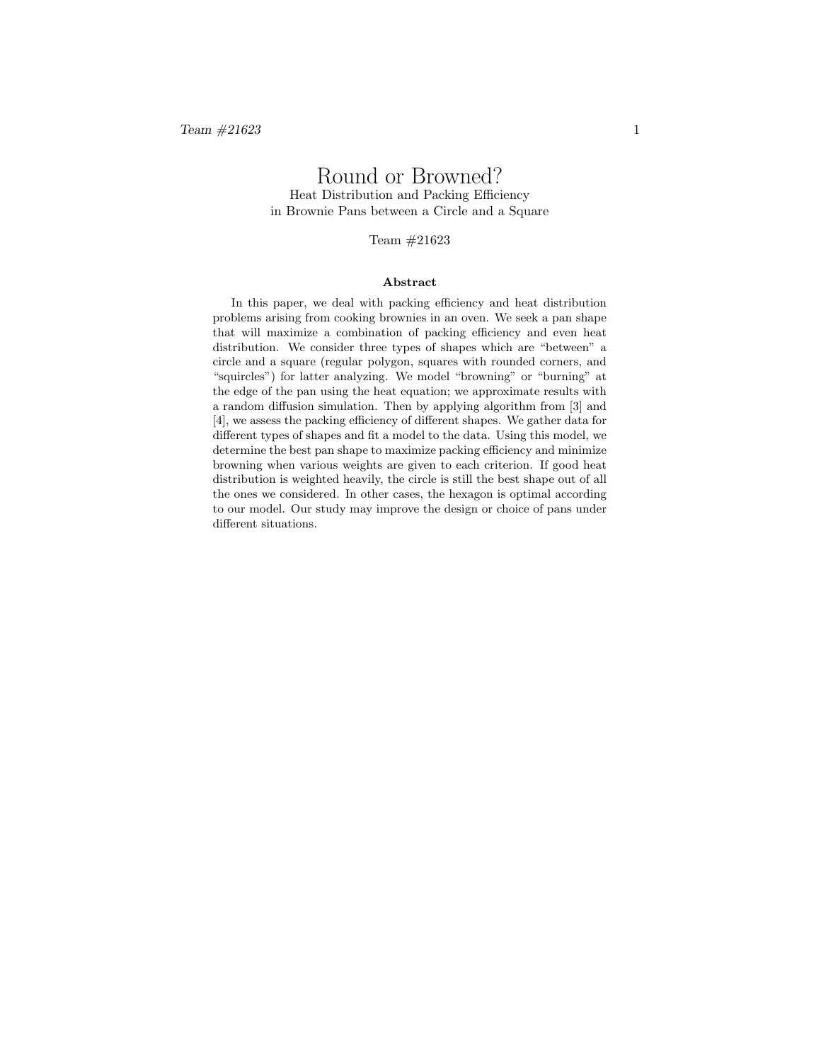# Round or Browned?

Heat Distribution and Packing Efficiency
in Brownie Pans between a Circle and a Square

Team #21623

**Abstract**

In this paper, we deal with packing efficiency and heat distribution problems arising from cooking brownies in an oven. We seek a pan shape that will maximize a combination of packing efficiency and even heat distribution. We consider three types of shapes which are "between" a circle and a square (regular polygon, squares with rounded corners, and "squircles") for latter analyzing. We model "browning" or "burning" at the edge of the pan using the heat equation; we approximate results with a random diffusion simulation. Then by applying algorithm from [3] and [4], we assess the packing efficiency of different shapes. We gather data for different types of shapes and fit a model to the data. Using this model, we determine the best pan shape to maximize packing efficiency and minimize browning when various weights are given to each criterion. If good heat distribution is weighted heavily, the circle is still the best shape out of all the ones we considered. In other cases, the hexagon is optimal according to our model. Our study may improve the design or choice of pans under different situations.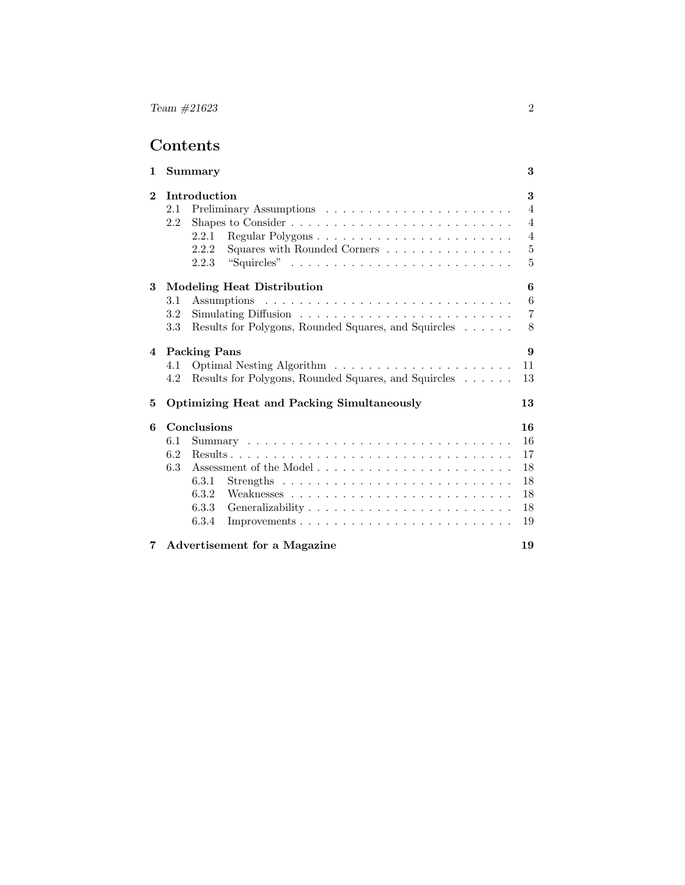# Contents

**1 Summary** — **3**

**2 Introduction** — **3**

- 2.1 Preliminary Assumptions — 4
- 2.2 Shapes to Consider — 4
  - 2.2.1 Regular Polygons — 4
  - 2.2.2 Squares with Rounded Corners — 5
  - 2.2.3 "Squircles" — 5

**3 Modeling Heat Distribution** — **6**

- 3.1 Assumptions — 6
- 3.2 Simulating Diffusion — 7
- 3.3 Results for Polygons, Rounded Squares, and Squircles — 8

**4 Packing Pans** — **9**

- 4.1 Optimal Nesting Algorithm — 11
- 4.2 Results for Polygons, Rounded Squares, and Squircles — 13

**5 Optimizing Heat and Packing Simultaneously** — **13**

**6 Conclusions** — **16**

- 6.1 Summary — 16
- 6.2 Results — 17
- 6.3 Assessment of the Model — 18
  - 6.3.1 Strengths — 18
  - 6.3.2 Weaknesses — 18
  - 6.3.3 Generalizability — 18
  - 6.3.4 Improvements — 19

**7 Advertisement for a Magazine** — **19**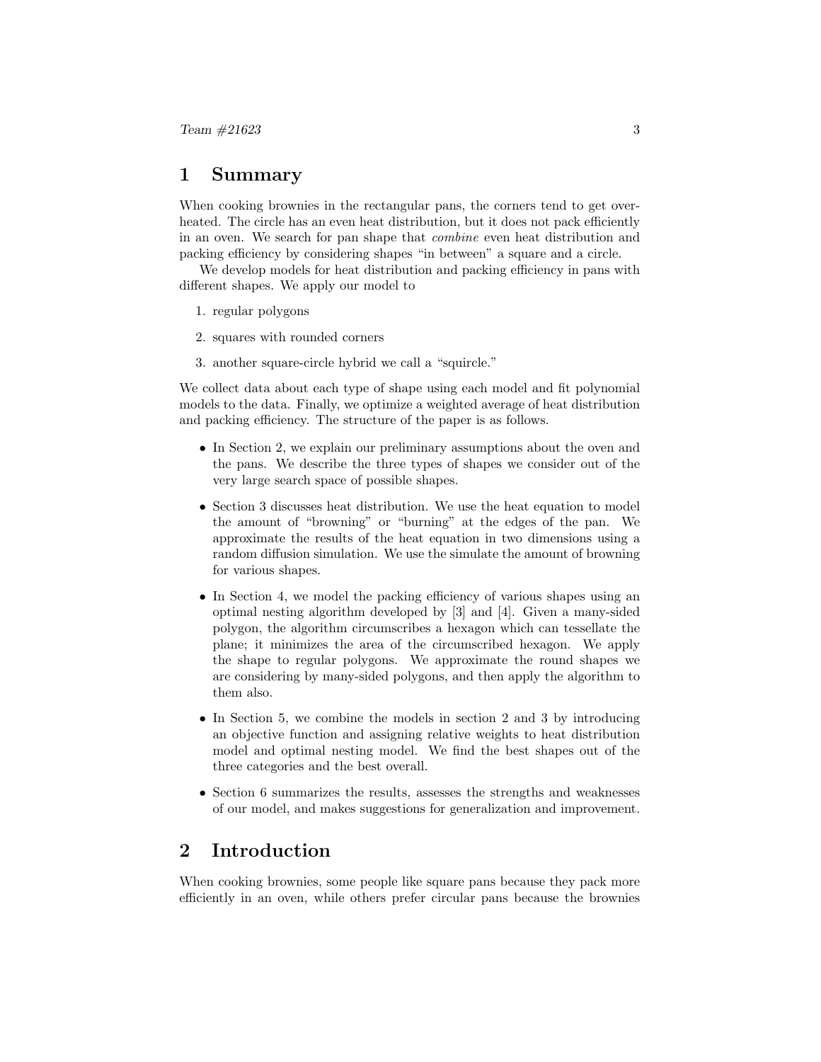# 1 Summary

When cooking brownies in the rectangular pans, the corners tend to get overheated. The circle has an even heat distribution, but it does not pack efficiently in an oven. We search for pan shape that *combine* even heat distribution and packing efficiency by considering shapes "in between" a square and a circle.

We develop models for heat distribution and packing efficiency in pans with different shapes. We apply our model to

1. regular polygons
2. squares with rounded corners
3. another square-circle hybrid we call a "squircle."

We collect data about each type of shape using each model and fit polynomial models to the data. Finally, we optimize a weighted average of heat distribution and packing efficiency. The structure of the paper is as follows.

- In Section 2, we explain our preliminary assumptions about the oven and the pans. We describe the three types of shapes we consider out of the very large search space of possible shapes.
- Section 3 discusses heat distribution. We use the heat equation to model the amount of "browning" or "burning" at the edges of the pan. We approximate the results of the heat equation in two dimensions using a random diffusion simulation. We use the simulate the amount of browning for various shapes.
- In Section 4, we model the packing efficiency of various shapes using an optimal nesting algorithm developed by [3] and [4]. Given a many-sided polygon, the algorithm circumscribes a hexagon which can tessellate the plane; it minimizes the area of the circumscribed hexagon. We apply the shape to regular polygons. We approximate the round shapes we are considering by many-sided polygons, and then apply the algorithm to them also.
- In Section 5, we combine the models in section 2 and 3 by introducing an objective function and assigning relative weights to heat distribution model and optimal nesting model. We find the best shapes out of the three categories and the best overall.
- Section 6 summarizes the results, assesses the strengths and weaknesses of our model, and makes suggestions for generalization and improvement.

# 2 Introduction

When cooking brownies, some people like square pans because they pack more efficiently in an oven, while others prefer circular pans because the brownies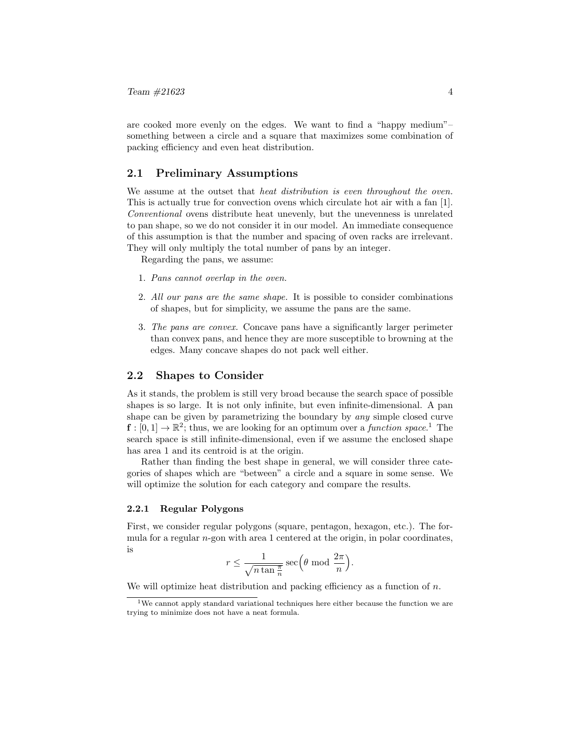are cooked more evenly on the edges. We want to find a "happy medium"–something between a circle and a square that maximizes some combination of packing efficiency and even heat distribution.

## 2.1 Preliminary Assumptions

We assume at the outset that *heat distribution is even throughout the oven.* This is actually true for convection ovens which circulate hot air with a fan [1]. *Conventional* ovens distribute heat unevenly, but the unevenness is unrelated to pan shape, so we do not consider it in our model. An immediate consequence of this assumption is that the number and spacing of oven racks are irrelevant. They will only multiply the total number of pans by an integer.

Regarding the pans, we assume:

1. *Pans cannot overlap in the oven.*
2. *All our pans are the same shape.* It is possible to consider combinations of shapes, but for simplicity, we assume the pans are the same.
3. *The pans are convex.* Concave pans have a significantly larger perimeter than convex pans, and hence they are more susceptible to browning at the edges. Many concave shapes do not pack well either.

## 2.2 Shapes to Consider

As it stands, the problem is still very broad because the search space of possible shapes is so large. It is not only infinite, but even infinite-dimensional. A pan shape can be given by parametrizing the boundary by *any* simple closed curve $\mathbf{f} : [0, 1] \to \mathbb{R}^2$; thus, we are looking for an optimum over a *function space*.[1] The search space is still infinite-dimensional, even if we assume the enclosed shape has area 1 and its centroid is at the origin.

Rather than finding the best shape in general, we will consider three categories of shapes which are "between" a circle and a square in some sense. We will optimize the solution for each category and compare the results.

### 2.2.1 Regular Polygons

First, we consider regular polygons (square, pentagon, hexagon, etc.). The formula for a regular $n$-gon with area 1 centered at the origin, in polar coordinates, is

$$r \leq \frac{1}{\sqrt{n \tan \frac{\pi}{n}}} \sec\Big(\theta \bmod \frac{2\pi}{n}\Big).$$

We will optimize heat distribution and packing efficiency as a function of $n$.

[1] We cannot apply standard variational techniques here either because the function we are trying to minimize does not have a neat formula.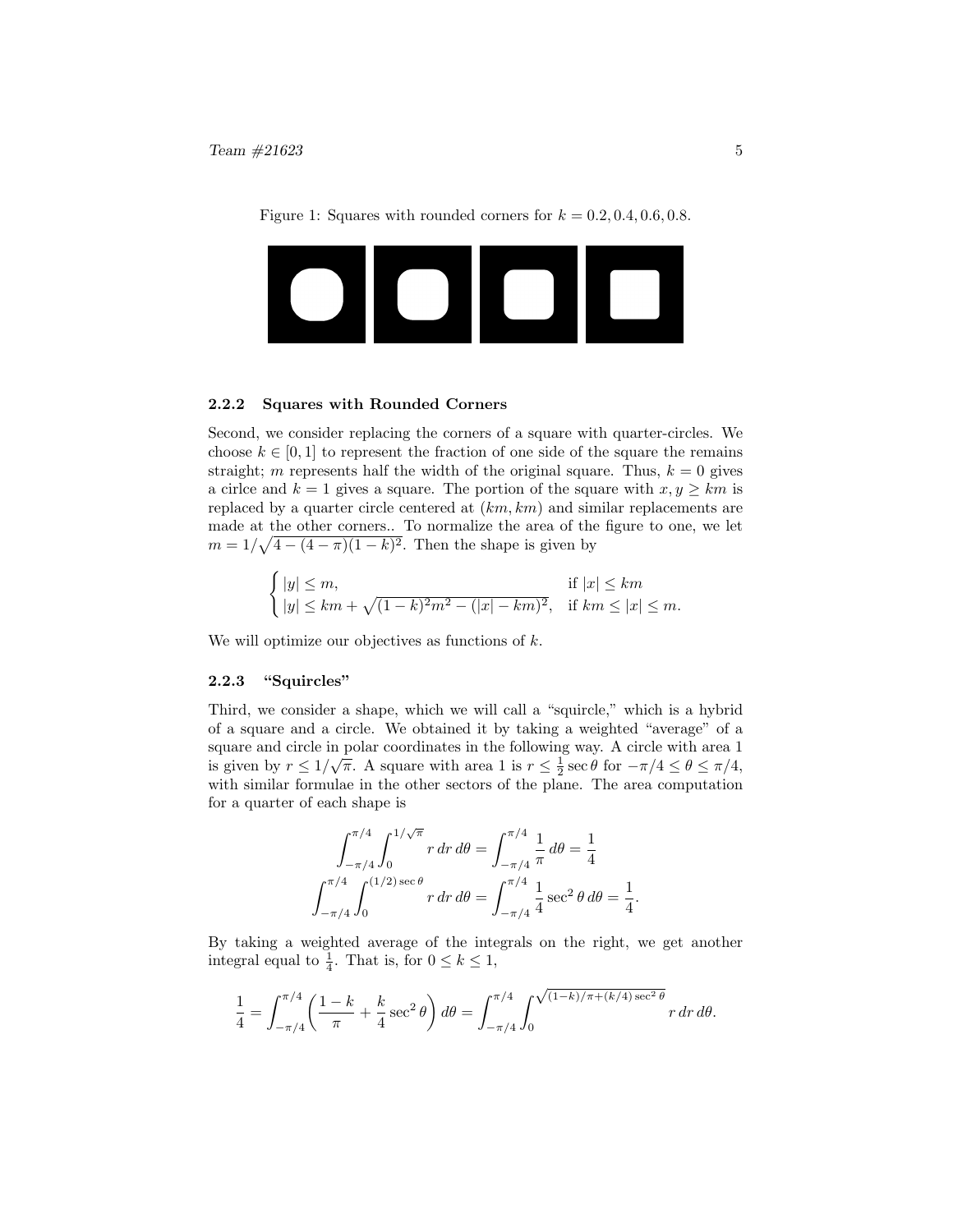Figure 1: Squares with rounded corners for $k = 0.2, 0.4, 0.6, 0.8$.

### 2.2.2 Squares with Rounded Corners

Second, we consider replacing the corners of a square with quarter-circles. We choose $k \in [0, 1]$ to represent the fraction of one side of the square the remains straight; $m$ represents half the width of the original square. Thus, $k = 0$ gives a cirlce and $k = 1$ gives a square. The portion of the square with $x, y \geq km$ is replaced by a quarter circle centered at $(km, km)$ and similar replacements are made at the other corners.. To normalize the area of the figure to one, we let $m = 1/\sqrt{4 - (4 - \pi)(1 - k)^2}$. Then the shape is given by

$$
\begin{cases} |y| \leq m, & \text{if } |x| \leq km \\ |y| \leq km + \sqrt{(1-k)^2 m^2 - (|x| - km)^2}, & \text{if } km \leq |x| \leq m. \end{cases}
$$

We will optimize our objectives as functions of $k$.

### 2.2.3 "Squircles"

Third, we consider a shape, which we will call a "squircle," which is a hybrid of a square and a circle. We obtained it by taking a weighted "average" of a square and circle in polar coordinates in the following way. A circle with area 1 is given by $r \leq 1/\sqrt{\pi}$. A square with area 1 is $r \leq \frac{1}{2} \sec\theta$ for $-\pi/4 \leq \theta \leq \pi/4$, with similar formulae in the other sectors of the plane. The area computation for a quarter of each shape is

$$
\int_{-\pi/4}^{\pi/4} \int_0^{1/\sqrt{\pi}} r\,dr\,d\theta = \int_{-\pi/4}^{\pi/4} \frac{1}{\pi}\,d\theta = \frac{1}{4}
$$

$$
\int_{-\pi/4}^{\pi/4} \int_0^{(1/2)\sec\theta} r\,dr\,d\theta = \int_{-\pi/4}^{\pi/4} \frac{1}{4} \sec^2\theta\,d\theta = \frac{1}{4}.
$$

By taking a weighted average of the integrals on the right, we get another integral equal to $\frac{1}{4}$. That is, for $0 \leq k \leq 1$,

$$
\frac{1}{4} = \int_{-\pi/4}^{\pi/4} \left( \frac{1-k}{\pi} + \frac{k}{4} \sec^2\theta \right) d\theta = \int_{-\pi/4}^{\pi/4} \int_0^{\sqrt{(1-k)/\pi + (k/4)\sec^2\theta}} r\,dr\,d\theta.
$$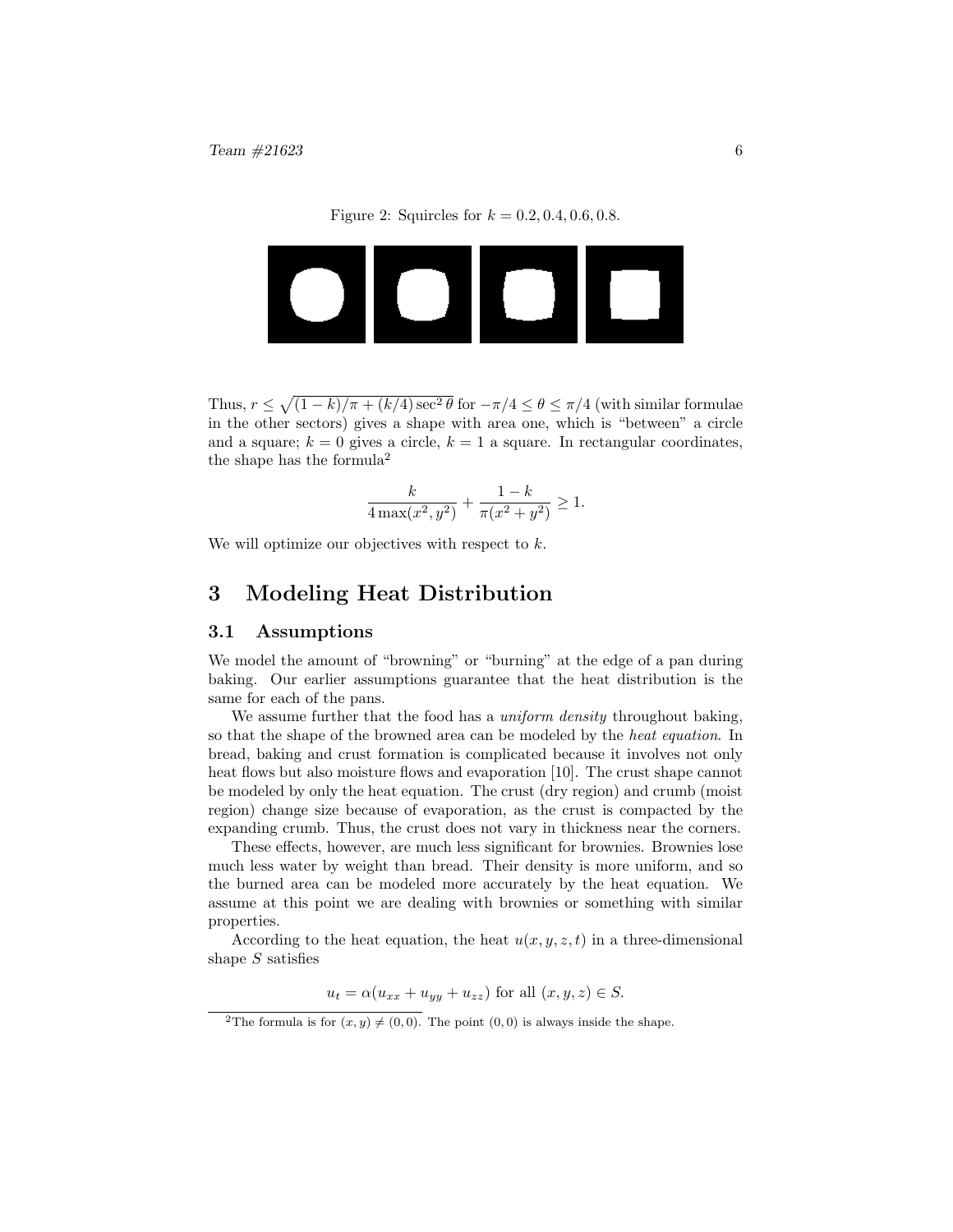Figure 2: Squircles for $k = 0.2, 0.4, 0.6, 0.8$.

Thus, $r \leq \sqrt{(1-k)/\pi + (k/4)\sec^2\theta}$ for $-\pi/4 \leq \theta \leq \pi/4$ (with similar formulae in the other sectors) gives a shape with area one, which is "between" a circle and a square; $k = 0$ gives a circle, $k = 1$ a square. In rectangular coordinates, the shape has the formula[2]

$$\frac{k}{4\max(x^2, y^2)} + \frac{1-k}{\pi(x^2+y^2)} \geq 1.$$

We will optimize our objectives with respect to $k$.

# 3 Modeling Heat Distribution

## 3.1 Assumptions

We model the amount of "browning" or "burning" at the edge of a pan during baking. Our earlier assumptions guarantee that the heat distribution is the same for each of the pans.

We assume further that the food has a *uniform density* throughout baking, so that the shape of the browned area can be modeled by the *heat equation*. In bread, baking and crust formation is complicated because it involves not only heat flows but also moisture flows and evaporation [10]. The crust shape cannot be modeled by only the heat equation. The crust (dry region) and crumb (moist region) change size because of evaporation, as the crust is compacted by the expanding crumb. Thus, the crust does not vary in thickness near the corners.

These effects, however, are much less significant for brownies. Brownies lose much less water by weight than bread. Their density is more uniform, and so the burned area can be modeled more accurately by the heat equation. We assume at this point we are dealing with brownies or something with similar properties.

According to the heat equation, the heat $u(x, y, z, t)$ in a three-dimensional shape $S$ satisfies

$$u_t = \alpha(u_{xx} + u_{yy} + u_{zz}) \text{ for all } (x, y, z) \in S.$$

[2] The formula is for $(x, y) \neq (0, 0)$. The point $(0, 0)$ is always inside the shape.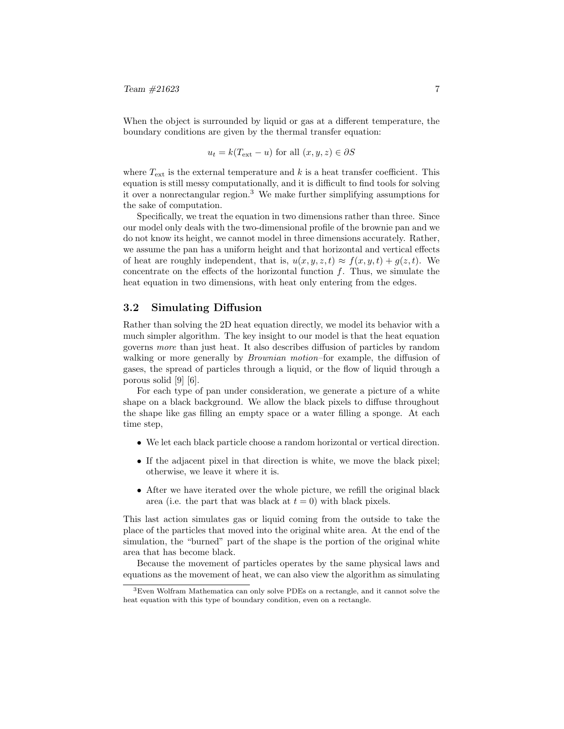When the object is surrounded by liquid or gas at a different temperature, the boundary conditions are given by the thermal transfer equation:

$$u_t = k(T_{\text{ext}} - u) \text{ for all } (x, y, z) \in \partial S$$

where $T_{\text{ext}}$ is the external temperature and $k$ is a heat transfer coefficient. This equation is still messy computationally, and it is difficult to find tools for solving it over a nonrectangular region.[3] We make further simplifying assumptions for the sake of computation.

Specifically, we treat the equation in two dimensions rather than three. Since our model only deals with the two-dimensional profile of the brownie pan and we do not know its height, we cannot model in three dimensions accurately. Rather, we assume the pan has a uniform height and that horizontal and vertical effects of heat are roughly independent, that is, $u(x, y, z, t) \approx f(x, y, t) + g(z, t)$. We concentrate on the effects of the horizontal function $f$. Thus, we simulate the heat equation in two dimensions, with heat only entering from the edges.

## 3.2 Simulating Diffusion

Rather than solving the 2D heat equation directly, we model its behavior with a much simpler algorithm. The key insight to our model is that the heat equation governs *more* than just heat. It also describes diffusion of particles by random walking or more generally by *Brownian motion*–for example, the diffusion of gases, the spread of particles through a liquid, or the flow of liquid through a porous solid [9] [6].

For each type of pan under consideration, we generate a picture of a white shape on a black background. We allow the black pixels to diffuse throughout the shape like gas filling an empty space or a water filling a sponge. At each time step,

- We let each black particle choose a random horizontal or vertical direction.
- If the adjacent pixel in that direction is white, we move the black pixel; otherwise, we leave it where it is.
- After we have iterated over the whole picture, we refill the original black area (i.e. the part that was black at $t = 0$) with black pixels.

This last action simulates gas or liquid coming from the outside to take the place of the particles that moved into the original white area. At the end of the simulation, the "burned" part of the shape is the portion of the original white area that has become black.

Because the movement of particles operates by the same physical laws and equations as the movement of heat, we can also view the algorithm as simulating

[3] Even Wolfram Mathematica can only solve PDEs on a rectangle, and it cannot solve the heat equation with this type of boundary condition, even on a rectangle.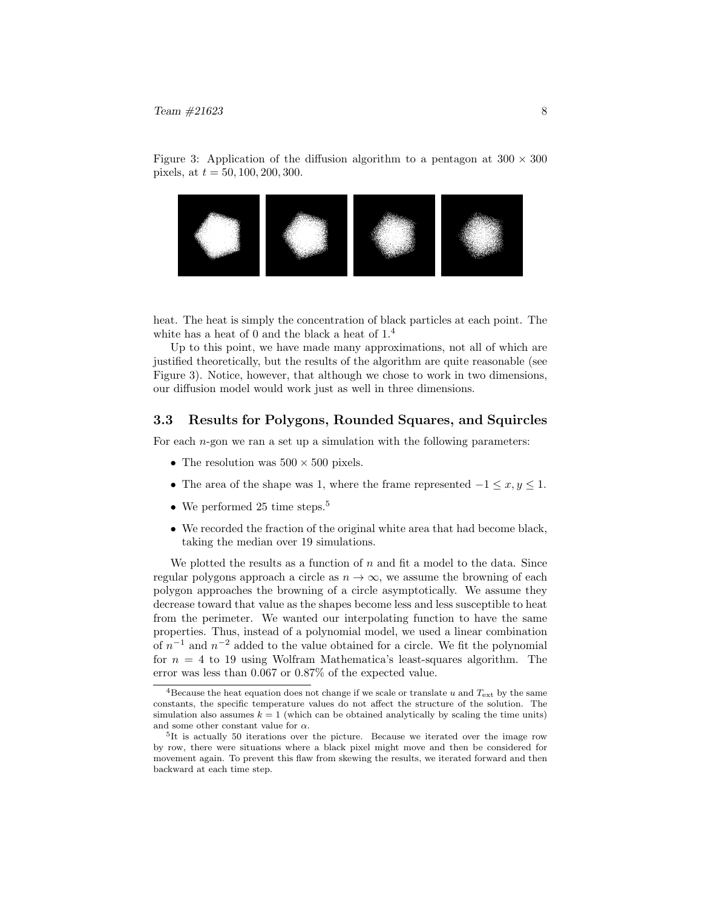Figure 3: Application of the diffusion algorithm to a pentagon at $300 \times 300$ pixels, at $t = 50, 100, 200, 300$.

heat. The heat is simply the concentration of black particles at each point. The white has a heat of 0 and the black a heat of 1.[4]

Up to this point, we have made many approximations, not all of which are justified theoretically, but the results of the algorithm are quite reasonable (see Figure 3). Notice, however, that although we chose to work in two dimensions, our diffusion model would work just as well in three dimensions.

### 3.3 Results for Polygons, Rounded Squares, and Squircles

For each $n$-gon we ran a set up a simulation with the following parameters:

- The resolution was $500 \times 500$ pixels.
- The area of the shape was 1, where the frame represented $-1 \leq x, y \leq 1$.
- We performed 25 time steps.[5]
- We recorded the fraction of the original white area that had become black, taking the median over 19 simulations.

We plotted the results as a function of $n$ and fit a model to the data. Since regular polygons approach a circle as $n \to \infty$, we assume the browning of each polygon approaches the browning of a circle asymptotically. We assume they decrease toward that value as the shapes become less and less susceptible to heat from the perimeter. We wanted our interpolating function to have the same properties. Thus, instead of a polynomial model, we used a linear combination of $n^{-1}$ and $n^{-2}$ added to the value obtained for a circle. We fit the polynomial for $n = 4$ to 19 using Wolfram Mathematica's least-squares algorithm. The error was less than 0.067 or 0.87% of the expected value.

---

[4] Because the heat equation does not change if we scale or translate $u$ and $T_{\text{ext}}$ by the same constants, the specific temperature values do not affect the structure of the solution. The simulation also assumes $k = 1$ (which can be obtained analytically by scaling the time units) and some other constant value for $\alpha$.

[5] It is actually 50 iterations over the picture. Because we iterated over the image row by row, there were situations where a black pixel might move and then be considered for movement again. To prevent this flaw from skewing the results, we iterated forward and then backward at each time step.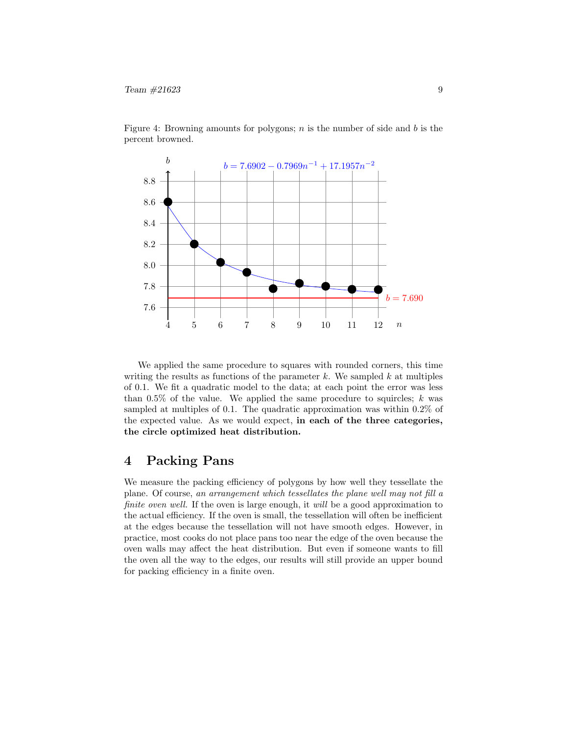Figure 4: Browning amounts for polygons; $n$ is the number of side and $b$ is the percent browned.

We applied the same procedure to squares with rounded corners, this time writing the results as functions of the parameter $k$. We sampled $k$ at multiples of 0.1. We fit a quadratic model to the data; at each point the error was less than 0.5% of the value. We applied the same procedure to squircles; $k$ was sampled at multiples of 0.1. The quadratic approximation was within 0.2% of the expected value. As we would expect, **in each of the three categories, the circle optimized heat distribution.**

## 4 Packing Pans

We measure the packing efficiency of polygons by how well they tessellate the plane. Of course, *an arrangement which tessellates the plane well may not fill a finite oven well.* If the oven is large enough, it *will* be a good approximation to the actual efficiency. If the oven is small, the tessellation will often be inefficient at the edges because the tessellation will not have smooth edges. However, in practice, most cooks do not place pans too near the edge of the oven because the oven walls may affect the heat distribution. But even if someone wants to fill the oven all the way to the edges, our results will still provide an upper bound for packing efficiency in a finite oven.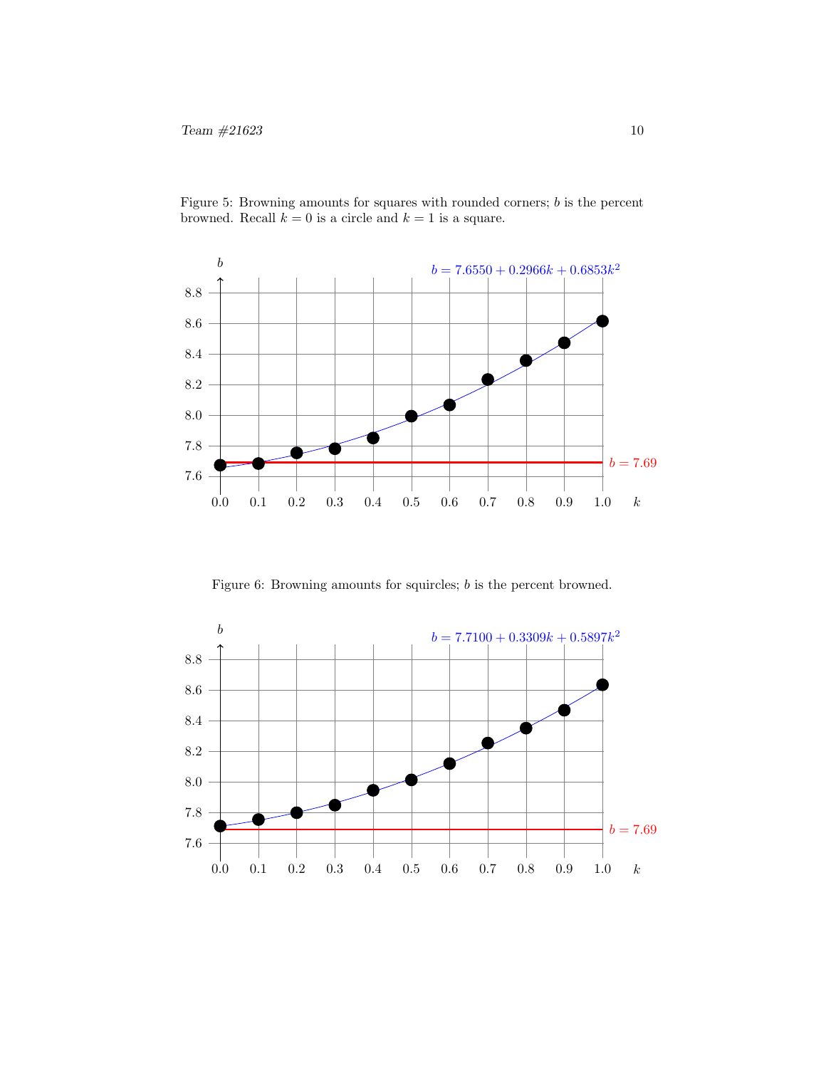Figure 5: Browning amounts for squares with rounded corners; $b$ is the percent browned. Recall $k = 0$ is a circle and $k = 1$ is a square.

Figure 6: Browning amounts for squircles; $b$ is the percent browned.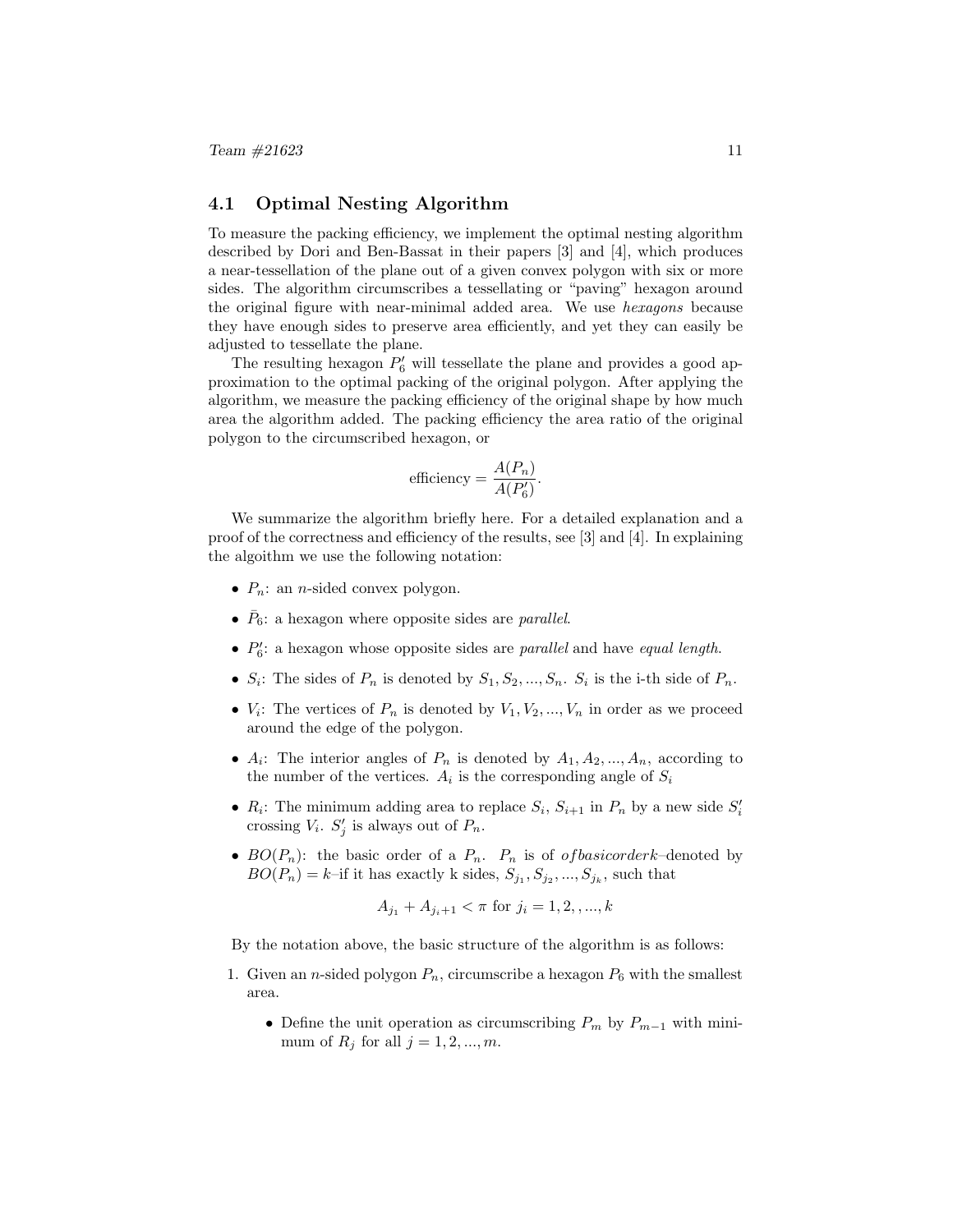## 4.1 Optimal Nesting Algorithm

To measure the packing efficiency, we implement the optimal nesting algorithm described by Dori and Ben-Bassat in their papers [3] and [4], which produces a near-tessellation of the plane out of a given convex polygon with six or more sides. The algorithm circumscribes a tessellating or "paving" hexagon around the original figure with near-minimal added area. We use *hexagons* because they have enough sides to preserve area efficiently, and yet they can easily be adjusted to tessellate the plane.

The resulting hexagon $P_6'$ will tessellate the plane and provides a good approximation to the optimal packing of the original polygon. After applying the algorithm, we measure the packing efficiency of the original shape by how much area the algorithm added. The packing efficiency the area ratio of the original polygon to the circumscribed hexagon, or

$$\text{efficiency} = \frac{A(P_n)}{A(P_6')}.$$

We summarize the algorithm briefly here. For a detailed explanation and a proof of the correctness and efficiency of the results, see [3] and [4]. In explaining the algoithm we use the following notation:

- $P_n$: an $n$-sided convex polygon.
- $\bar{P}_6$: a hexagon where opposite sides are *parallel*.
- $P_6'$: a hexagon whose opposite sides are *parallel* and have *equal length*.
- $S_i$: The sides of $P_n$ is denoted by $S_1, S_2, ..., S_n$. $S_i$ is the i-th side of $P_n$.
- $V_i$: The vertices of $P_n$ is denoted by $V_1, V_2, ..., V_n$ in order as we proceed around the edge of the polygon.
- $A_i$: The interior angles of $P_n$ is denoted by $A_1, A_2, ..., A_n$, according to the number of the vertices. $A_i$ is the corresponding angle of $S_i$
- $R_i$: The minimum adding area to replace $S_i$, $S_{i+1}$ in $P_n$ by a new side $S_i'$ crossing $V_i$. $S_j'$ is always out of $P_n$.
- $BO(P_n)$: the basic order of a $P_n$. $P_n$ is of $of basic order k$–denoted by $BO(P_n) = k$–if it has exactly k sides, $S_{j_1}, S_{j_2}, ..., S_{j_k}$, such that

$$A_{j_1} + A_{j_i+1} < \pi \text{ for } j_i = 1, 2, , ..., k$$

By the notation above, the basic structure of the algorithm is as follows:

1. Given an $n$-sided polygon $P_n$, circumscribe a hexagon $P_6$ with the smallest area.
   - Define the unit operation as circumscribing $P_m$ by $P_{m-1}$ with minimum of $R_j$ for all $j = 1, 2, ..., m$.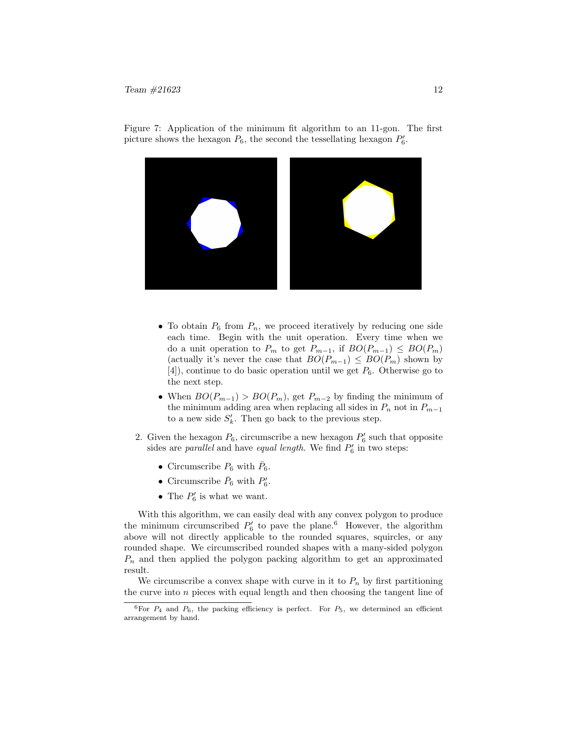Figure 7: Application of the minimum fit algorithm to an 11-gon. The first picture shows the hexagon $P_6$, the second the tessellating hexagon $P'_6$.

- To obtain $P_6$ from $P_n$, we proceed iteratively by reducing one side each time. Begin with the unit operation. Every time when we do a unit operation to $P_m$ to get $P_{m-1}$, if $BO(P_{m-1}) \leq BO(P_m)$ (actually it's never the case that $BO(P_{m-1}) \leq BO(P_m)$ shown by [4]), continue to do basic operation until we get $P_6$. Otherwise go to the next step.
- When $BO(P_{m-1}) > BO(P_m)$, get $P_{m-2}$ by finding the minimum of the minimum adding area when replacing all sides in $P_n$ not in $P_{m-1}$ to a new side $S'_k$. Then go back to the previous step.

2. Given the hexagon $P_6$, circumscribe a new hexagon $P'_6$ such that opposite sides are *parallel* and have *equal length*. We find $P'_6$ in two steps:
   - Circumscribe $P_6$ with $\bar{P}_6$.
   - Circumscribe $\bar{P}_6$ with $P'_6$.
   - The $P'_6$ is what we want.

With this algorithm, we can easily deal with any convex polygon to produce the minimum circumscribed $P'_6$ to pave the plane.[6] However, the algorithm above will not directly applicable to the rounded squares, squircles, or any rounded shape. We circumscribed rounded shapes with a many-sided polygon $P_n$ and then applied the polygon packing algorithm to get an approximated result.

We circumscribe a convex shape with curve in it to $P_n$ by first partitioning the curve into $n$ pieces with equal length and then choosing the tangent line of

[6] For $P_4$ and $P_6$, the packing efficiency is perfect. For $P_5$, we determined an efficient arrangement by hand.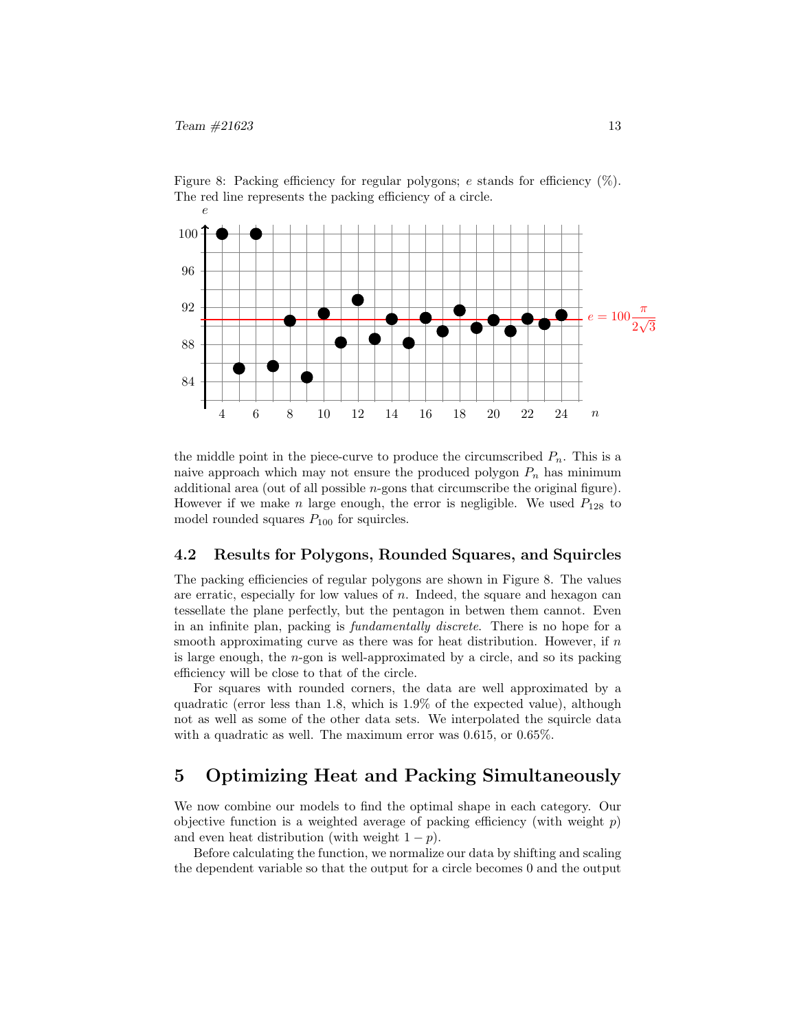Figure 8: Packing efficiency for regular polygons; $e$ stands for efficiency (%). The red line represents the packing efficiency of a circle.

the middle point in the piece-curve to produce the circumscribed $P_n$. This is a naive approach which may not ensure the produced polygon $P_n$ has minimum additional area (out of all possible $n$-gons that circumscribe the original figure). However if we make $n$ large enough, the error is negligible. We used $P_{128}$ to model rounded squares $P_{100}$ for squircles.

### 4.2 Results for Polygons, Rounded Squares, and Squircles

The packing efficiencies of regular polygons are shown in Figure 8. The values are erratic, especially for low values of $n$. Indeed, the square and hexagon can tessellate the plane perfectly, but the pentagon in between them cannot. Even in an infinite plan, packing is *fundamentally discrete*. There is no hope for a smooth approximating curve as there was for heat distribution. However, if $n$ is large enough, the $n$-gon is well-approximated by a circle, and so its packing efficiency will be close to that of the circle.

For squares with rounded corners, the data are well approximated by a quadratic (error less than 1.8, which is 1.9% of the expected value), although not as well as some of the other data sets. We interpolated the squircle data with a quadratic as well. The maximum error was 0.615, or 0.65%.

## 5 Optimizing Heat and Packing Simultaneously

We now combine our models to find the optimal shape in each category. Our objective function is a weighted average of packing efficiency (with weight $p$) and even heat distribution (with weight $1 - p$).

Before calculating the function, we normalize our data by shifting and scaling the dependent variable so that the output for a circle becomes 0 and the output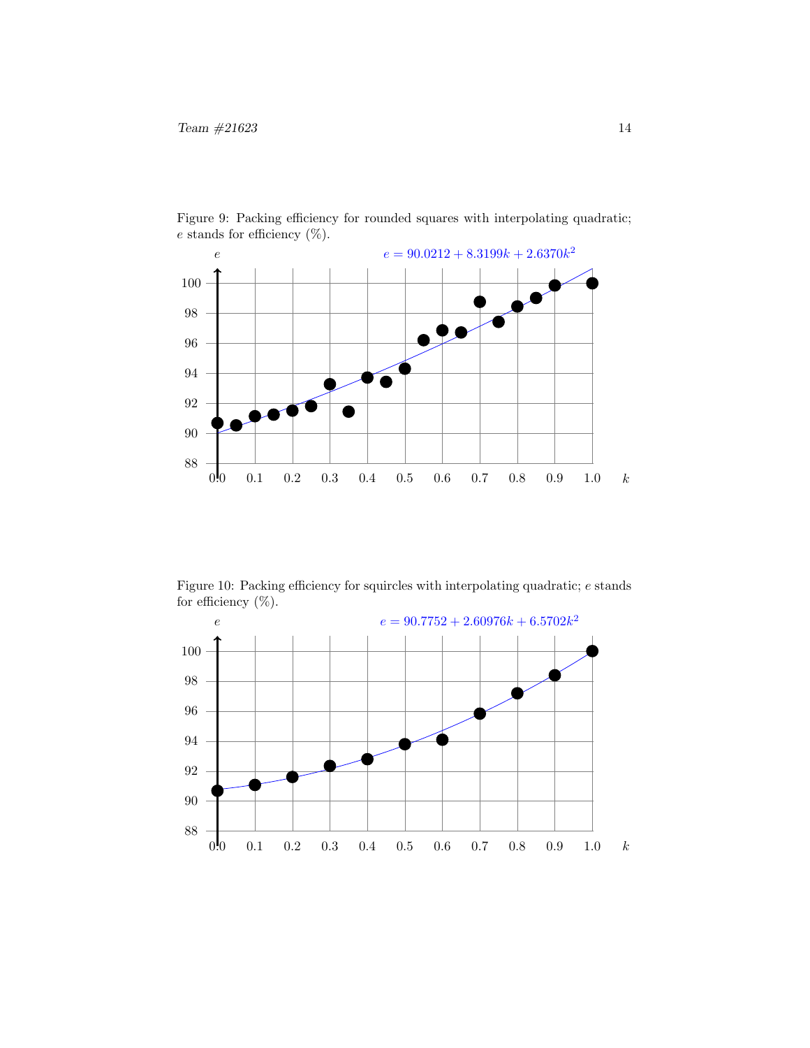Figure 9: Packing efficiency for rounded squares with interpolating quadratic; $e$ stands for efficiency (%).

$$e = 90.0212 + 8.3199k + 2.6370k^2$$

Figure 10: Packing efficiency for squircles with interpolating quadratic; $e$ stands for efficiency (%).

$$e = 90.7752 + 2.60976k + 6.5702k^2$$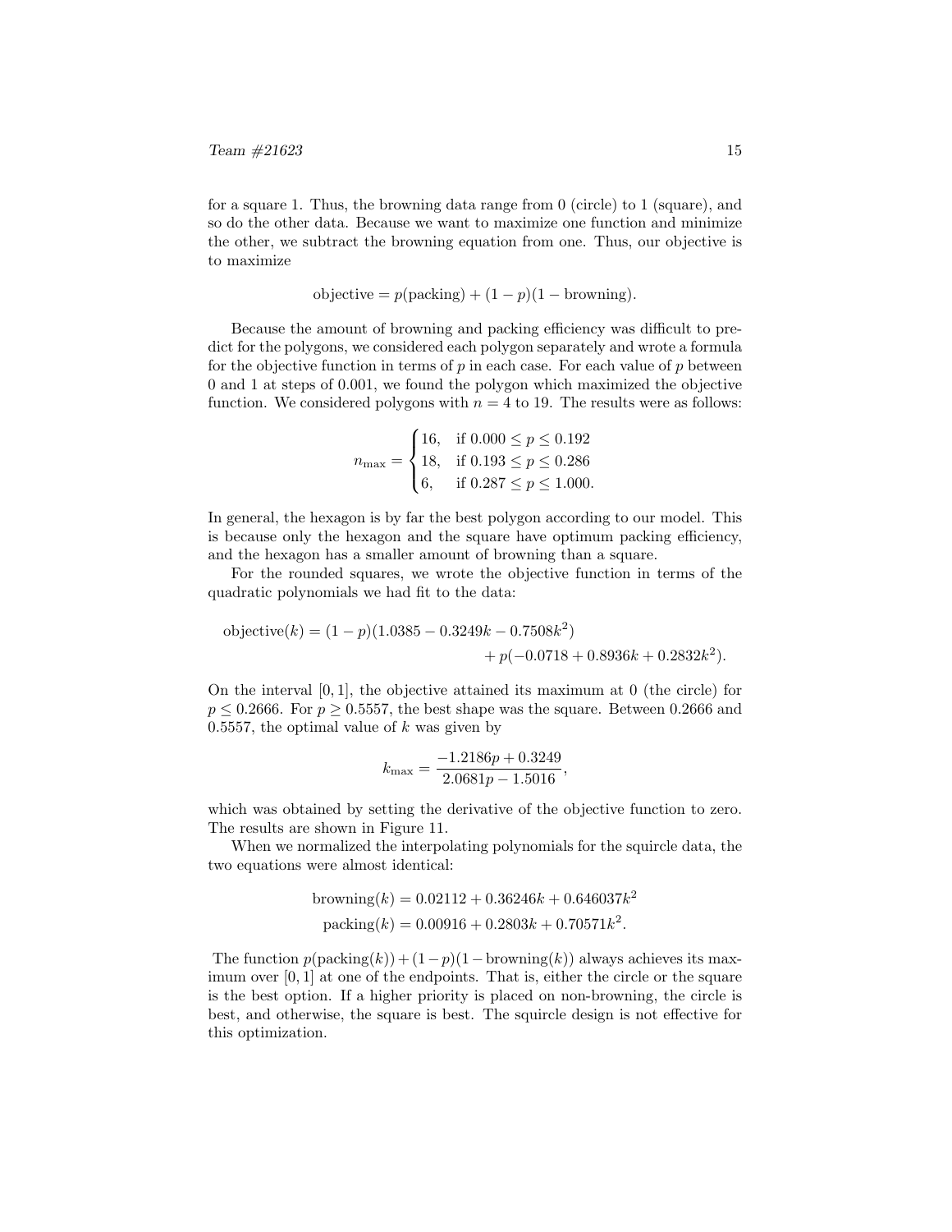for a square 1. Thus, the browning data range from 0 (circle) to 1 (square), and so do the other data. Because we want to maximize one function and minimize the other, we subtract the browning equation from one. Thus, our objective is to maximize

$$\text{objective} = p(\text{packing}) + (1-p)(1 - \text{browning}).$$

Because the amount of browning and packing efficiency was difficult to predict for the polygons, we considered each polygon separately and wrote a formula for the objective function in terms of $p$ in each case. For each value of $p$ between 0 and 1 at steps of 0.001, we found the polygon which maximized the objective function. We considered polygons with $n = 4$ to 19. The results were as follows:

$$n_{\max} = \begin{cases} 16, & \text{if } 0.000 \le p \le 0.192 \\ 18, & \text{if } 0.193 \le p \le 0.286 \\ 6, & \text{if } 0.287 \le p \le 1.000. \end{cases}$$

In general, the hexagon is by far the best polygon according to our model. This is because only the hexagon and the square have optimum packing efficiency, and the hexagon has a smaller amount of browning than a square.

For the rounded squares, we wrote the objective function in terms of the quadratic polynomials we had fit to the data:

$$\begin{aligned}\text{objective}(k) = (1-p)&(1.0385 - 0.3249k - 0.7508k^2) \\ &+ p(-0.0718 + 0.8936k + 0.2832k^2).\end{aligned}$$

On the interval $[0, 1]$, the objective attained its maximum at 0 (the circle) for $p \le 0.2666$. For $p \ge 0.5557$, the best shape was the square. Between 0.2666 and 0.5557, the optimal value of $k$ was given by

$$k_{\max} = \frac{-1.2186p + 0.3249}{2.0681p - 1.5016},$$

which was obtained by setting the derivative of the objective function to zero. The results are shown in Figure 11.

When we normalized the interpolating polynomials for the squircle data, the two equations were almost identical:

$$\begin{aligned}\text{browning}(k) &= 0.02112 + 0.36246k + 0.646037k^2 \\ \text{packing}(k) &= 0.00916 + 0.2803k + 0.70571k^2.\end{aligned}$$

The function $p(\text{packing}(k)) + (1-p)(1 - \text{browning}(k))$ always achieves its maximum over $[0, 1]$ at one of the endpoints. That is, either the circle or the square is the best option. If a higher priority is placed on non-browning, the circle is best, and otherwise, the square is best. The squircle design is not effective for this optimization.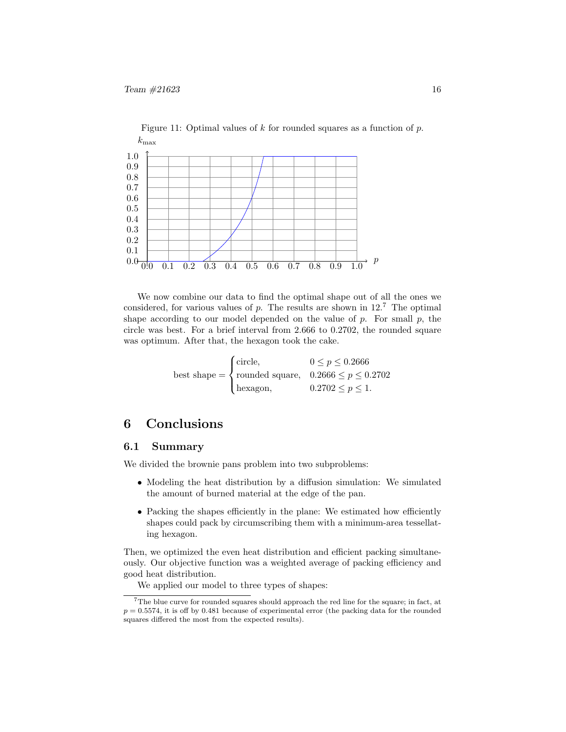Figure 11: Optimal values of $k$ for rounded squares as a function of $p$.

We now combine our data to find the optimal shape out of all the ones we considered, for various values of $p$. The results are shown in 12.[7] The optimal shape according to our model depended on the value of $p$. For small $p$, the circle was best. For a brief interval from 2.666 to 0.2702, the rounded square was optimum. After that, the hexagon took the cake.

$$\text{best shape} = \begin{cases} \text{circle}, & 0 \leq p \leq 0.2666 \\ \text{rounded square}, & 0.2666 \leq p \leq 0.2702 \\ \text{hexagon}, & 0.2702 \leq p \leq 1. \end{cases}$$

# 6 Conclusions

## 6.1 Summary

We divided the brownie pans problem into two subproblems:

- Modeling the heat distribution by a diffusion simulation: We simulated the amount of burned material at the edge of the pan.
- Packing the shapes efficiently in the plane: We estimated how efficiently shapes could pack by circumscribing them with a minimum-area tessellating hexagon.

Then, we optimized the even heat distribution and efficient packing simultaneously. Our objective function was a weighted average of packing efficiency and good heat distribution.

We applied our model to three types of shapes:

[7] The blue curve for rounded squares should approach the red line for the square; in fact, at $p = 0.5574$, it is off by 0.481 because of experimental error (the packing data for the rounded squares differed the most from the expected results).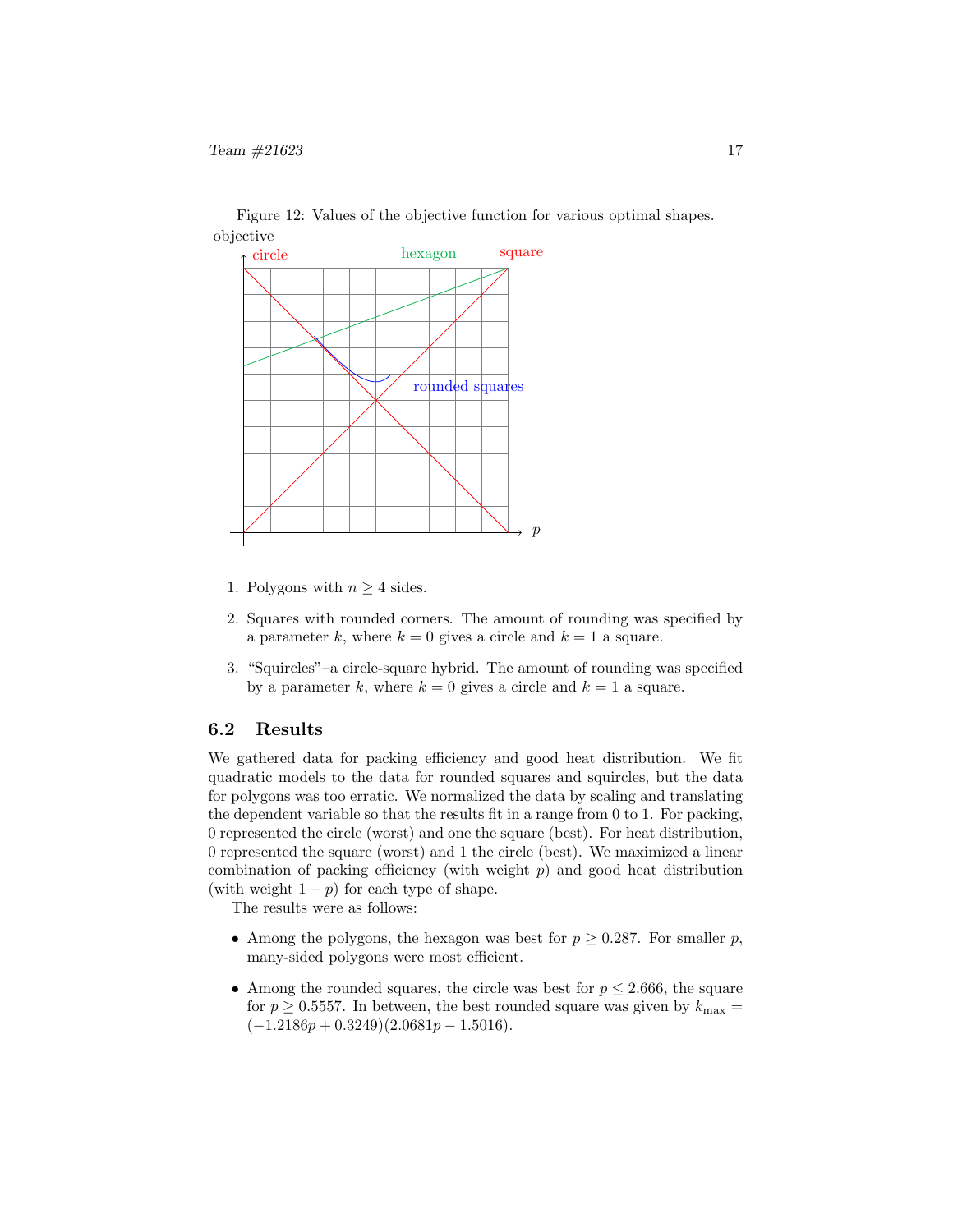Figure 12: Values of the objective function for various optimal shapes.

1. Polygons with $n \geq 4$ sides.

2. Squares with rounded corners. The amount of rounding was specified by a parameter $k$, where $k = 0$ gives a circle and $k = 1$ a square.

3. "Squircles"–a circle-square hybrid. The amount of rounding was specified by a parameter $k$, where $k = 0$ gives a circle and $k = 1$ a square.

## 6.2 Results

We gathered data for packing efficiency and good heat distribution. We fit quadratic models to the data for rounded squares and squircles, but the data for polygons was too erratic. We normalized the data by scaling and translating the dependent variable so that the results fit in a range from 0 to 1. For packing, 0 represented the circle (worst) and one the square (best). For heat distribution, 0 represented the square (worst) and 1 the circle (best). We maximized a linear combination of packing efficiency (with weight $p$) and good heat distribution (with weight $1 - p$) for each type of shape.

The results were as follows:

- Among the polygons, the hexagon was best for $p \geq 0.287$. For smaller $p$, many-sided polygons were most efficient.

- Among the rounded squares, the circle was best for $p \leq 2.666$, the square for $p \geq 0.5557$. In between, the best rounded square was given by $k_{\max} = (-1.2186p + 0.3249)(2.0681p - 1.5016)$.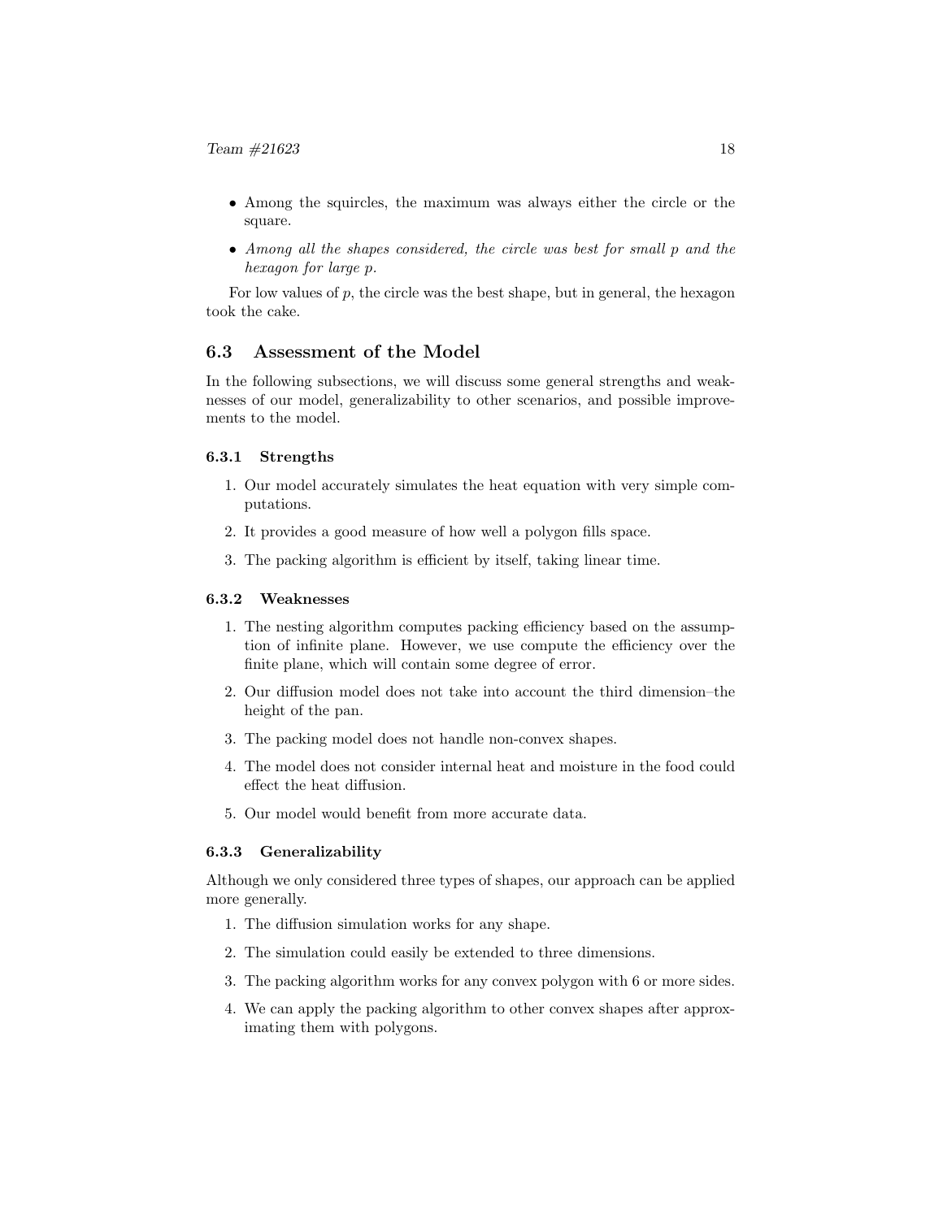- Among the squircles, the maximum was always either the circle or the square.
- *Among all the shapes considered, the circle was best for small $p$ and the hexagon for large $p$.*

For low values of $p$, the circle was the best shape, but in general, the hexagon took the cake.

## 6.3 Assessment of the Model

In the following subsections, we will discuss some general strengths and weaknesses of our model, generalizability to other scenarios, and possible improvements to the model.

### 6.3.1 Strengths

1. Our model accurately simulates the heat equation with very simple computations.
2. It provides a good measure of how well a polygon fills space.
3. The packing algorithm is efficient by itself, taking linear time.

### 6.3.2 Weaknesses

1. The nesting algorithm computes packing efficiency based on the assumption of infinite plane. However, we use compute the efficiency over the finite plane, which will contain some degree of error.
2. Our diffusion model does not take into account the third dimension–the height of the pan.
3. The packing model does not handle non-convex shapes.
4. The model does not consider internal heat and moisture in the food could effect the heat diffusion.
5. Our model would benefit from more accurate data.

### 6.3.3 Generalizability

Although we only considered three types of shapes, our approach can be applied more generally.

1. The diffusion simulation works for any shape.
2. The simulation could easily be extended to three dimensions.
3. The packing algorithm works for any convex polygon with 6 or more sides.
4. We can apply the packing algorithm to other convex shapes after approximating them with polygons.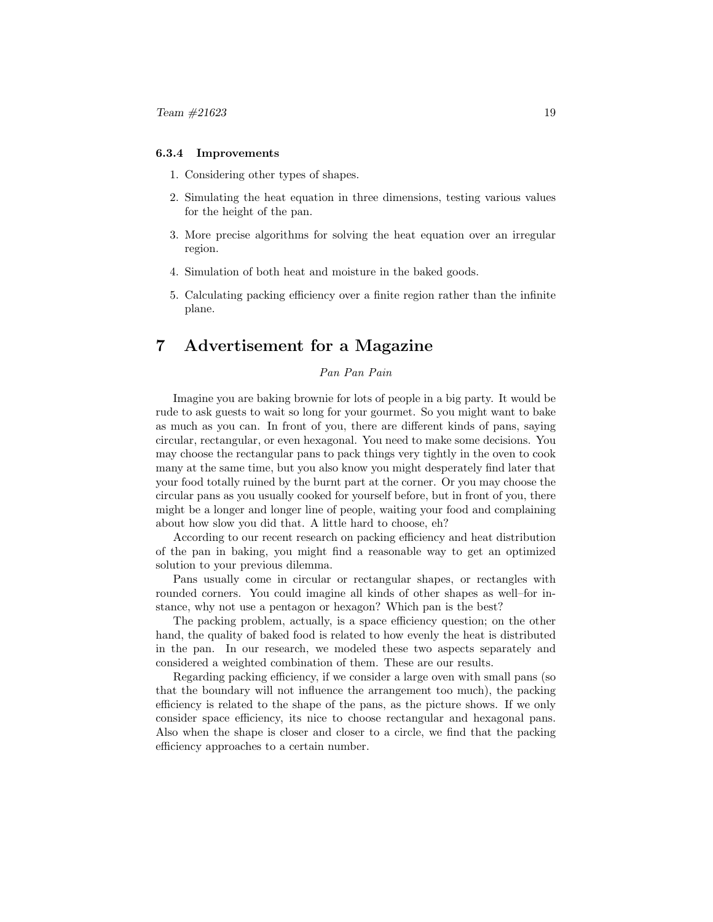#### 6.3.4 Improvements

1. Considering other types of shapes.
2. Simulating the heat equation in three dimensions, testing various values for the height of the pan.
3. More precise algorithms for solving the heat equation over an irregular region.
4. Simulation of both heat and moisture in the baked goods.
5. Calculating packing efficiency over a finite region rather than the infinite plane.

# 7 Advertisement for a Magazine

*Pan Pan Pain*

Imagine you are baking brownie for lots of people in a big party. It would be rude to ask guests to wait so long for your gourmet. So you might want to bake as much as you can. In front of you, there are different kinds of pans, saying circular, rectangular, or even hexagonal. You need to make some decisions. You may choose the rectangular pans to pack things very tightly in the oven to cook many at the same time, but you also know you might desperately find later that your food totally ruined by the burnt part at the corner. Or you may choose the circular pans as you usually cooked for yourself before, but in front of you, there might be a longer and longer line of people, waiting your food and complaining about how slow you did that. A little hard to choose, eh?

According to our recent research on packing efficiency and heat distribution of the pan in baking, you might find a reasonable way to get an optimized solution to your previous dilemma.

Pans usually come in circular or rectangular shapes, or rectangles with rounded corners. You could imagine all kinds of other shapes as well–for instance, why not use a pentagon or hexagon? Which pan is the best?

The packing problem, actually, is a space efficiency question; on the other hand, the quality of baked food is related to how evenly the heat is distributed in the pan. In our research, we modeled these two aspects separately and considered a weighted combination of them. These are our results.

Regarding packing efficiency, if we consider a large oven with small pans (so that the boundary will not influence the arrangement too much), the packing efficiency is related to the shape of the pans, as the picture shows. If we only consider space efficiency, its nice to choose rectangular and hexagonal pans. Also when the shape is closer and closer to a circle, we find that the packing efficiency approaches to a certain number.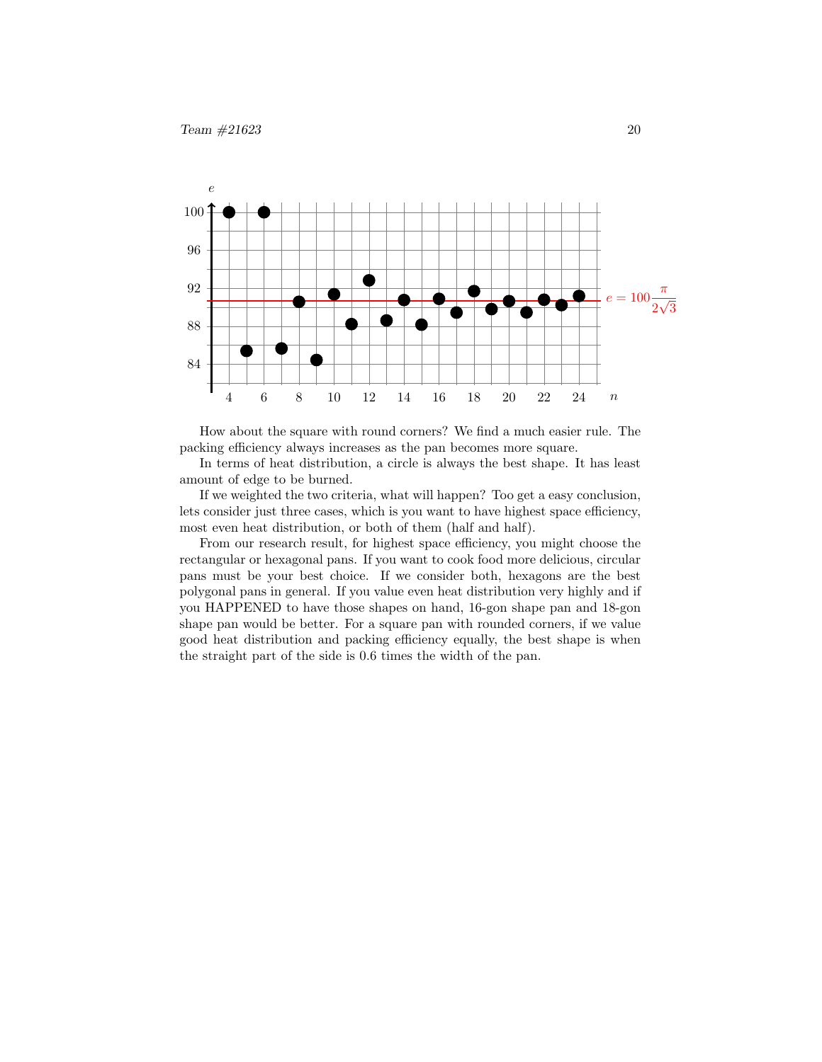How about the square with round corners? We find a much easier rule. The packing efficiency always increases as the pan becomes more square.

In terms of heat distribution, a circle is always the best shape. It has least amount of edge to be burned.

If we weighted the two criteria, what will happen? Too get a easy conclusion, lets consider just three cases, which is you want to have highest space efficiency, most even heat distribution, or both of them (half and half).

From our research result, for highest space efficiency, you might choose the rectangular or hexagonal pans. If you want to cook food more delicious, circular pans must be your best choice. If we consider both, hexagons are the best polygonal pans in general. If you value even heat distribution very highly and if you HAPPENED to have those shapes on hand, 16-gon shape pan and 18-gon shape pan would be better. For a square pan with rounded corners, if we value good heat distribution and packing efficiency equally, the best shape is when the straight part of the side is 0.6 times the width of the pan.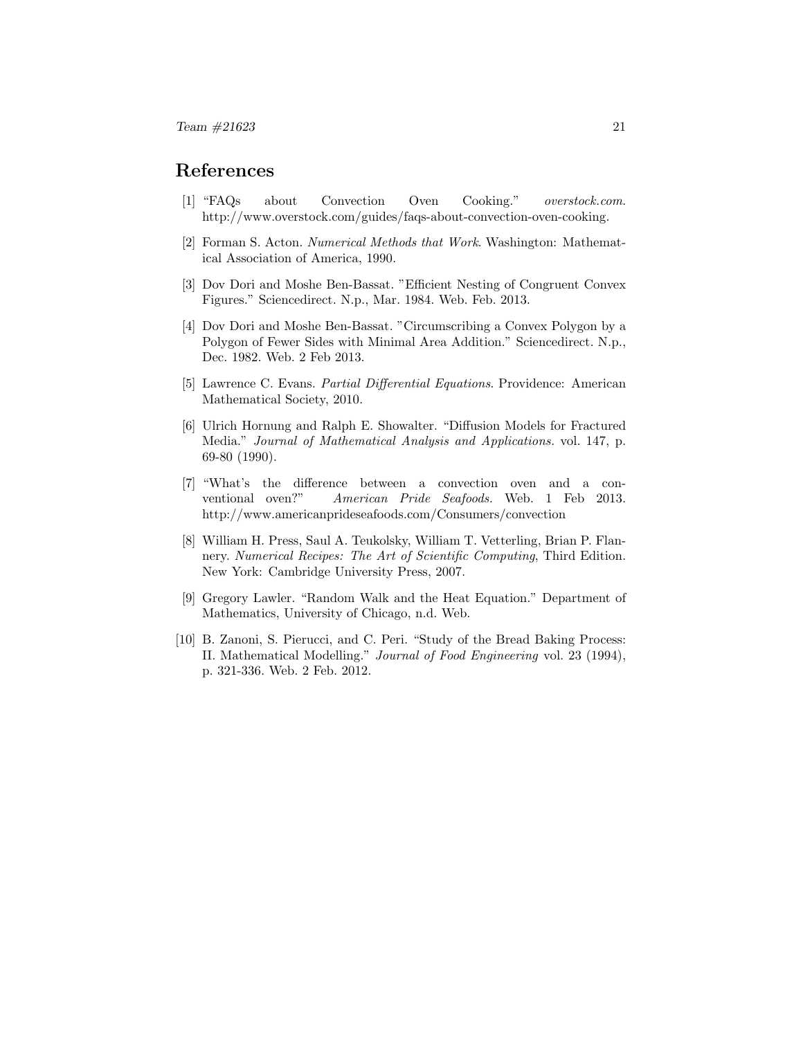## References

[1] "FAQs about Convection Oven Cooking." *overstock.com*. http://www.overstock.com/guides/faqs-about-convection-oven-cooking.

[2] Forman S. Acton. *Numerical Methods that Work*. Washington: Mathematical Association of America, 1990.

[3] Dov Dori and Moshe Ben-Bassat. "Efficient Nesting of Congruent Convex Figures." Sciencedirect. N.p., Mar. 1984. Web. Feb. 2013.

[4] Dov Dori and Moshe Ben-Bassat. "Circumscribing a Convex Polygon by a Polygon of Fewer Sides with Minimal Area Addition." Sciencedirect. N.p., Dec. 1982. Web. 2 Feb 2013.

[5] Lawrence C. Evans. *Partial Differential Equations*. Providence: American Mathematical Society, 2010.

[6] Ulrich Hornung and Ralph E. Showalter. "Diffusion Models for Fractured Media." *Journal of Mathematical Analysis and Applications*. vol. 147, p. 69-80 (1990).

[7] "What's the difference between a convection oven and a conventional oven?" *American Pride Seafoods*. Web. 1 Feb 2013. http://www.americanprideseafoods.com/Consumers/convection

[8] William H. Press, Saul A. Teukolsky, William T. Vetterling, Brian P. Flannery. *Numerical Recipes: The Art of Scientific Computing*, Third Edition. New York: Cambridge University Press, 2007.

[9] Gregory Lawler. "Random Walk and the Heat Equation." Department of Mathematics, University of Chicago, n.d. Web.

[10] B. Zanoni, S. Pierucci, and C. Peri. "Study of the Bread Baking Process: II. Mathematical Modelling." *Journal of Food Engineering* vol. 23 (1994), p. 321-336. Web. 2 Feb. 2012.